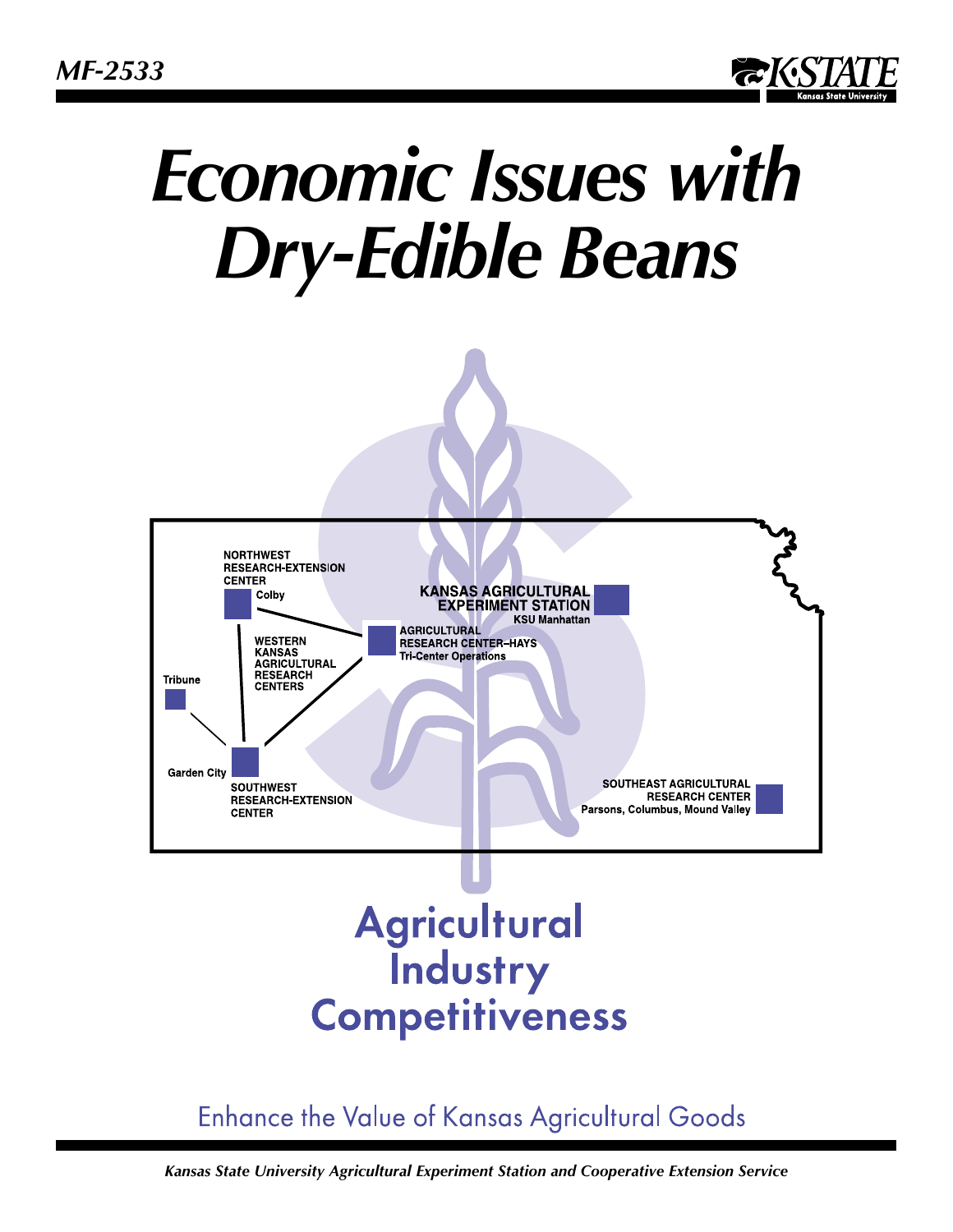MF-2533

# Economic Issues with Dry-Edible Beans

NORTHWEST RESEARCH-EXTENSION CENTER
Colby

KANSAS AGRICULTURAL EXPERIMENT STATION
KSU Manhattan

AGRICULTURAL RESEARCH CENTER–HAYS
Tri-Center Operations

WESTERN KANSAS AGRICULTURAL RESEARCH CENTERS

Tribune

Garden City

SOUTHWEST RESEARCH-EXTENSION CENTER

SOUTHEAST AGRICULTURAL RESEARCH CENTER
Parsons, Columbus, Mound Valley

## Agricultural Industry Competitiveness

Enhance the Value of Kansas Agricultural Goods

*Kansas State University Agricultural Experiment Station and Cooperative Extension Service*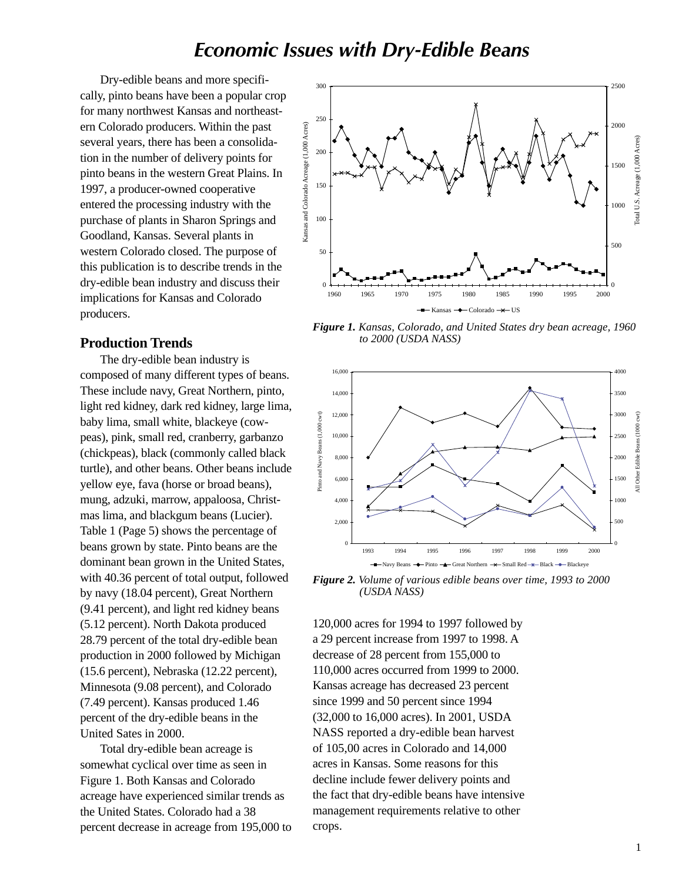# Economic Issues with Dry-Edible Beans

Dry-edible beans and more specifically, pinto beans have been a popular crop for many northwest Kansas and northeastern Colorado producers. Within the past several years, there has been a consolidation in the number of delivery points for pinto beans in the western Great Plains. In 1997, a producer-owned cooperative entered the processing industry with the purchase of plants in Sharon Springs and Goodland, Kansas. Several plants in western Colorado closed. The purpose of this publication is to describe trends in the dry-edible bean industry and discuss their implications for Kansas and Colorado producers.

## Production Trends

The dry-edible bean industry is composed of many different types of beans. These include navy, Great Northern, pinto, light red kidney, dark red kidney, large lima, baby lima, small white, blackeye (cowpeas), pink, small red, cranberry, garbanzo (chickpeas), black (commonly called black turtle), and other beans. Other beans include yellow eye, fava (horse or broad beans), mung, adzuki, marrow, appaloosa, Christmas lima, and blackgum beans (Lucier). Table 1 (Page 5) shows the percentage of beans grown by state. Pinto beans are the dominant bean grown in the United States, with 40.36 percent of total output, followed by navy (18.04 percent), Great Northern (9.41 percent), and light red kidney beans (5.12 percent). North Dakota produced 28.79 percent of the total dry-edible bean production in 2000 followed by Michigan (15.6 percent), Nebraska (12.22 percent), Minnesota (9.08 percent), and Colorado (7.49 percent). Kansas produced 1.46 percent of the dry-edible beans in the United Sates in 2000.

Total dry-edible bean acreage is somewhat cyclical over time as seen in Figure 1. Both Kansas and Colorado acreage have experienced similar trends as the United States. Colorado had a 38 percent decrease in acreage from 195,000 to 120,000 acres for 1994 to 1997 followed by a 29 percent increase from 1997 to 1998. A decrease of 28 percent from 155,000 to 110,000 acres occurred from 1999 to 2000. Kansas acreage has decreased 23 percent since 1999 and 50 percent since 1994 (32,000 to 16,000 acres). In 2001, USDA NASS reported a dry-edible bean harvest of 105,00 acres in Colorado and 14,000 acres in Kansas. Some reasons for this decline include fewer delivery points and the fact that dry-edible beans have intensive management requirements relative to other crops.

*Figure 1. Kansas, Colorado, and United States dry bean acreage, 1960 to 2000 (USDA NASS)*

*Figure 2. Volume of various edible beans over time, 1993 to 2000 (USDA NASS)*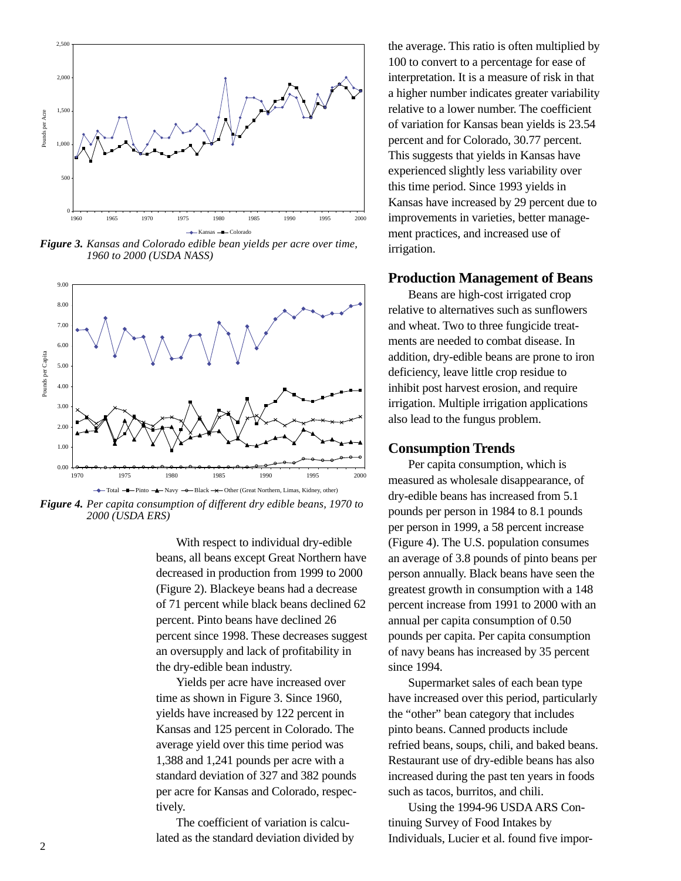*Figure 3. Kansas and Colorado edible bean yields per acre over time, 1960 to 2000 (USDA NASS)*

*Figure 4. Per capita consumption of different dry edible beans, 1970 to 2000 (USDA ERS)*

With respect to individual dry-edible beans, all beans except Great Northern have decreased in production from 1999 to 2000 (Figure 2). Blackeye beans had a decrease of 71 percent while black beans declined 62 percent. Pinto beans have declined 26 percent since 1998. These decreases suggest an oversupply and lack of profitability in the dry-edible bean industry.

Yields per acre have increased over time as shown in Figure 3. Since 1960, yields have increased by 122 percent in Kansas and 125 percent in Colorado. The average yield over this time period was 1,388 and 1,241 pounds per acre with a standard deviation of 327 and 382 pounds per acre for Kansas and Colorado, respectively.

The coefficient of variation is calculated as the standard deviation divided by the average. This ratio is often multiplied by 100 to convert to a percentage for ease of interpretation. It is a measure of risk in that a higher number indicates greater variability relative to a lower number. The coefficient of variation for Kansas bean yields is 23.54 percent and for Colorado, 30.77 percent. This suggests that yields in Kansas have experienced slightly less variability over this time period. Since 1993 yields in Kansas have increased by 29 percent due to improvements in varieties, better management practices, and increased use of irrigation.

## Production Management of Beans

Beans are high-cost irrigated crop relative to alternatives such as sunflowers and wheat. Two to three fungicide treatments are needed to combat disease. In addition, dry-edible beans are prone to iron deficiency, leave little crop residue to inhibit post harvest erosion, and require irrigation. Multiple irrigation applications also lead to the fungus problem.

## Consumption Trends

Per capita consumption, which is measured as wholesale disappearance, of dry-edible beans has increased from 5.1 pounds per person in 1984 to 8.1 pounds per person in 1999, a 58 percent increase (Figure 4). The U.S. population consumes an average of 3.8 pounds of pinto beans per person annually. Black beans have seen the greatest growth in consumption with a 148 percent increase from 1991 to 2000 with an annual per capita consumption of 0.50 pounds per capita. Per capita consumption of navy beans has increased by 35 percent since 1994.

Supermarket sales of each bean type have increased over this period, particularly the "other" bean category that includes pinto beans. Canned products include refried beans, soups, chili, and baked beans. Restaurant use of dry-edible beans has also increased during the past ten years in foods such as tacos, burritos, and chili.

Using the 1994-96 USDA ARS Continuing Survey of Food Intakes by Individuals, Lucier et al. found five impor-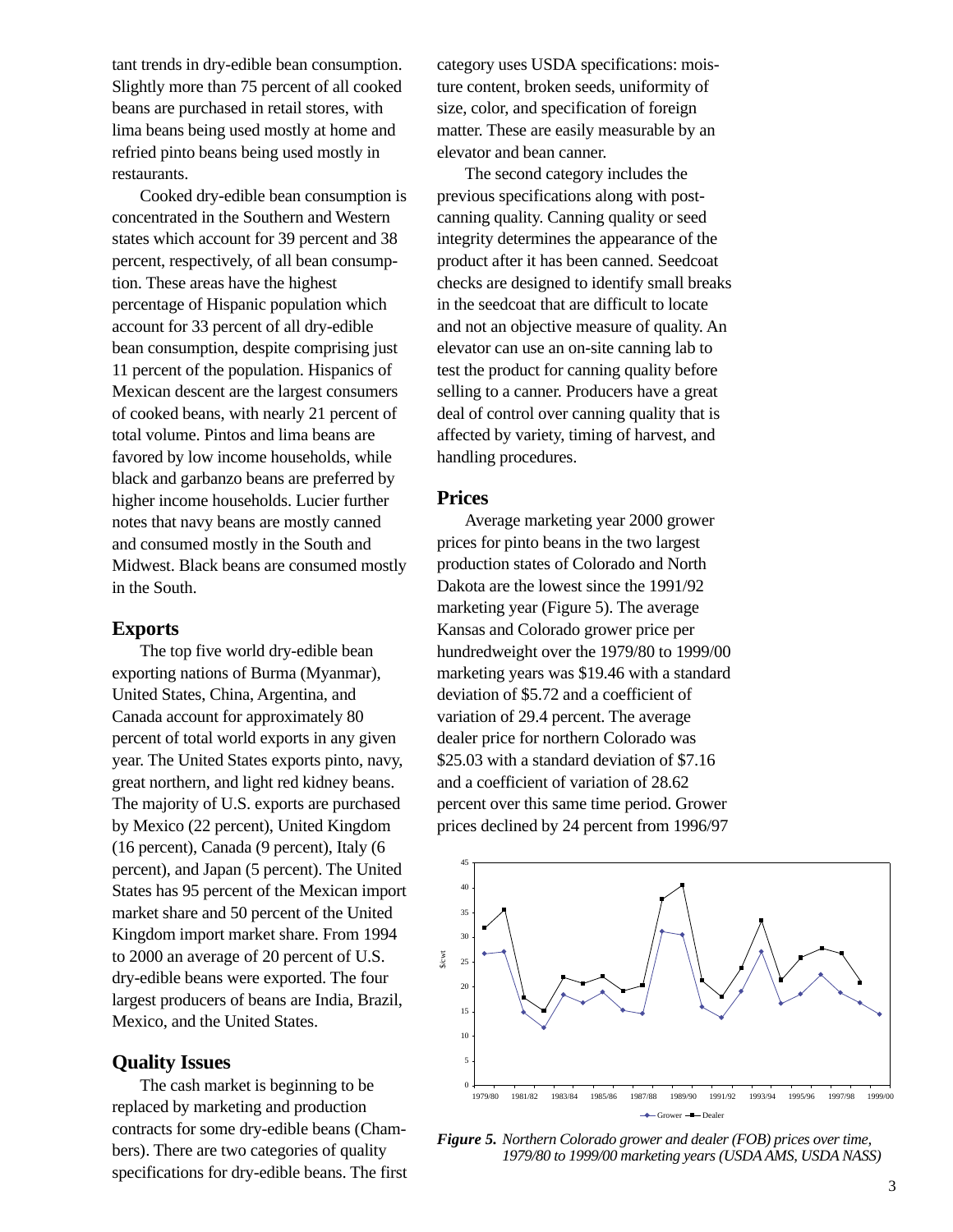tant trends in dry-edible bean consumption. Slightly more than 75 percent of all cooked beans are purchased in retail stores, with lima beans being used mostly at home and refried pinto beans being used mostly in restaurants.

Cooked dry-edible bean consumption is concentrated in the Southern and Western states which account for 39 percent and 38 percent, respectively, of all bean consumption. These areas have the highest percentage of Hispanic population which account for 33 percent of all dry-edible bean consumption, despite comprising just 11 percent of the population. Hispanics of Mexican descent are the largest consumers of cooked beans, with nearly 21 percent of total volume. Pintos and lima beans are favored by low income households, while black and garbanzo beans are preferred by higher income households. Lucier further notes that navy beans are mostly canned and consumed mostly in the South and Midwest. Black beans are consumed mostly in the South.

## Exports

The top five world dry-edible bean exporting nations of Burma (Myanmar), United States, China, Argentina, and Canada account for approximately 80 percent of total world exports in any given year. The United States exports pinto, navy, great northern, and light red kidney beans. The majority of U.S. exports are purchased by Mexico (22 percent), United Kingdom (16 percent), Canada (9 percent), Italy (6 percent), and Japan (5 percent). The United States has 95 percent of the Mexican import market share and 50 percent of the United Kingdom import market share. From 1994 to 2000 an average of 20 percent of U.S. dry-edible beans were exported. The four largest producers of beans are India, Brazil, Mexico, and the United States.

## Quality Issues

The cash market is beginning to be replaced by marketing and production contracts for some dry-edible beans (Chambers). There are two categories of quality specifications for dry-edible beans. The first category uses USDA specifications: moisture content, broken seeds, uniformity of size, color, and specification of foreign matter. These are easily measurable by an elevator and bean canner.

The second category includes the previous specifications along with post-canning quality. Canning quality or seed integrity determines the appearance of the product after it has been canned. Seedcoat checks are designed to identify small breaks in the seedcoat that are difficult to locate and not an objective measure of quality. An elevator can use an on-site canning lab to test the product for canning quality before selling to a canner. Producers have a great deal of control over canning quality that is affected by variety, timing of harvest, and handling procedures.

## Prices

Average marketing year 2000 grower prices for pinto beans in the two largest production states of Colorado and North Dakota are the lowest since the 1991/92 marketing year (Figure 5). The average Kansas and Colorado grower price per hundredweight over the 1979/80 to 1999/00 marketing years was $19.46 with a standard deviation of $5.72 and a coefficient of variation of 29.4 percent. The average dealer price for northern Colorado was $25.03 with a standard deviation of $7.16 and a coefficient of variation of 28.62 percent over this same time period. Grower prices declined by 24 percent from 1996/97

***Figure 5.*** *Northern Colorado grower and dealer (FOB) prices over time, 1979/80 to 1999/00 marketing years (USDA AMS, USDA NASS)*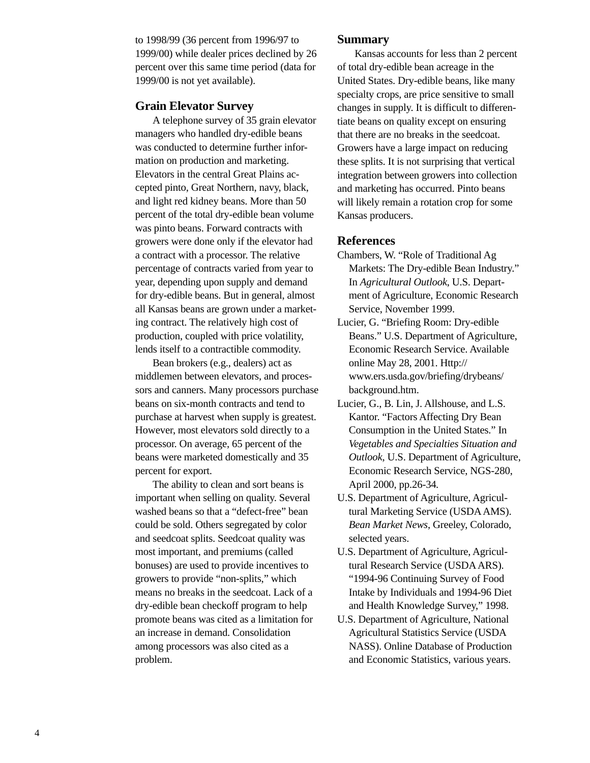to 1998/99 (36 percent from 1996/97 to 1999/00) while dealer prices declined by 26 percent over this same time period (data for 1999/00 is not yet available).

## Grain Elevator Survey

A telephone survey of 35 grain elevator managers who handled dry-edible beans was conducted to determine further information on production and marketing. Elevators in the central Great Plains accepted pinto, Great Northern, navy, black, and light red kidney beans. More than 50 percent of the total dry-edible bean volume was pinto beans. Forward contracts with growers were done only if the elevator had a contract with a processor. The relative percentage of contracts varied from year to year, depending upon supply and demand for dry-edible beans. But in general, almost all Kansas beans are grown under a marketing contract. The relatively high cost of production, coupled with price volatility, lends itself to a contractible commodity.

Bean brokers (e.g., dealers) act as middlemen between elevators, and processors and canners. Many processors purchase beans on six-month contracts and tend to purchase at harvest when supply is greatest. However, most elevators sold directly to a processor. On average, 65 percent of the beans were marketed domestically and 35 percent for export.

The ability to clean and sort beans is important when selling on quality. Several washed beans so that a "defect-free" bean could be sold. Others segregated by color and seedcoat splits. Seedcoat quality was most important, and premiums (called bonuses) are used to provide incentives to growers to provide "non-splits," which means no breaks in the seedcoat. Lack of a dry-edible bean checkoff program to help promote beans was cited as a limitation for an increase in demand. Consolidation among processors was also cited as a problem.

## Summary

Kansas accounts for less than 2 percent of total dry-edible bean acreage in the United States. Dry-edible beans, like many specialty crops, are price sensitive to small changes in supply. It is difficult to differentiate beans on quality except on ensuring that there are no breaks in the seedcoat. Growers have a large impact on reducing these splits. It is not surprising that vertical integration between growers into collection and marketing has occurred. Pinto beans will likely remain a rotation crop for some Kansas producers.

## References

Chambers, W. "Role of Traditional Ag Markets: The Dry-edible Bean Industry." In *Agricultural Outlook*, U.S. Department of Agriculture, Economic Research Service, November 1999.

Lucier, G. "Briefing Room: Dry-edible Beans." U.S. Department of Agriculture, Economic Research Service. Available online May 28, 2001. Http://www.ers.usda.gov/briefing/drybeans/background.htm.

Lucier, G., B. Lin, J. Allshouse, and L.S. Kantor. "Factors Affecting Dry Bean Consumption in the United States." In *Vegetables and Specialties Situation and Outlook*, U.S. Department of Agriculture, Economic Research Service, NGS-280, April 2000, pp.26-34.

U.S. Department of Agriculture, Agricultural Marketing Service (USDA AMS). *Bean Market News*, Greeley, Colorado, selected years.

U.S. Department of Agriculture, Agricultural Research Service (USDA ARS). "1994-96 Continuing Survey of Food Intake by Individuals and 1994-96 Diet and Health Knowledge Survey," 1998.

U.S. Department of Agriculture, National Agricultural Statistics Service (USDA NASS). Online Database of Production and Economic Statistics, various years.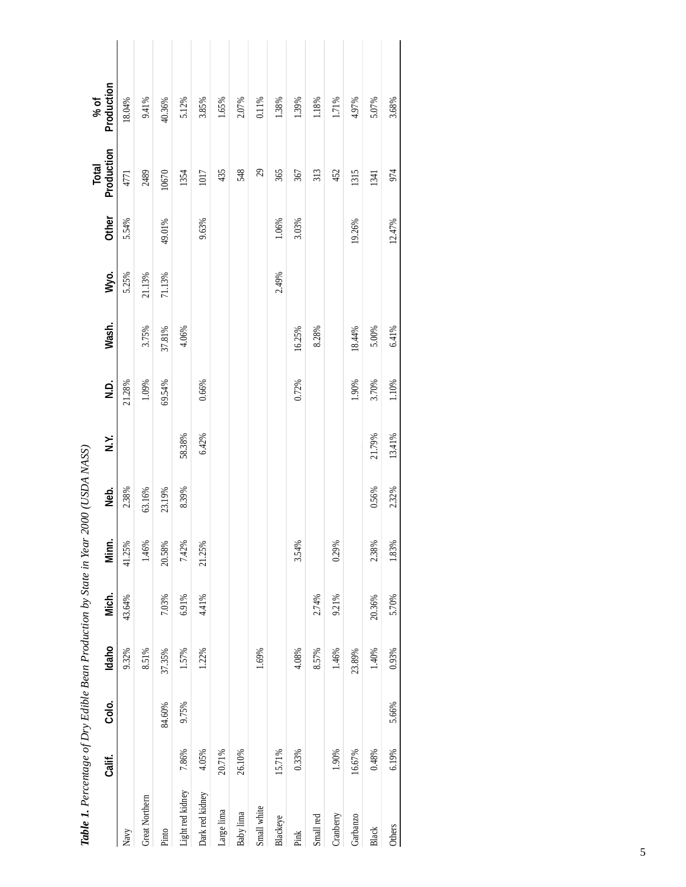***Table 1.** Percentage of Dry Edible Bean Production by State in Year 2000 (USDA NASS)*

| | Calif. | Colo. | Idaho | Mich. | Minn. | Neb. | N.Y. | N.D. | Wash. | Wyo. | Other | Total Production | % of Production |
|---|---|---|---|---|---|---|---|---|---|---|---|---|---|
| Navy | | | 9.32% | 43.64% | 41.25% | 2.38% | | 21.28% | | 5.25% | 5.54% | 4771 | 18.04% |
| Great Northern | | | 8.51% | | 1.46% | 63.16% | | 1.09% | 3.75% | 21.13% | | 2489 | 9.41% |
| Pinto | | 84.60% | 37.35% | 7.03% | 20.58% | 23.19% | | 69.54% | 37.81% | 71.13% | 49.01% | 10670 | 40.36% |
| Light red kidney | 7.86% | 9.75% | 1.57% | 6.91% | 7.42% | 8.39% | 58.38% | | 4.06% | | | 1354 | 5.12% |
| Dark red kidney | 4.05% | | 1.22% | 4.41% | 21.25% | | 6.42% | 0.66% | | | 9.63% | 1017 | 3.85% |
| Large lima | 20.71% | | | | | | | | | | | 435 | 1.65% |
| Baby lima | 26.10% | | | | | | | | | | | 548 | 2.07% |
| Small white | | | 1.69% | | | | | | | | | 29 | 0.11% |
| Blackeye | 15.71% | | | | | | | | | 2.49% | 1.06% | 365 | 1.38% |
| Pink | 0.33% | | 4.08% | | 3.54% | | | 0.72% | 16.25% | | 3.03% | 367 | 1.39% |
| Small red | | | 8.57% | 2.74% | | | | | 8.28% | | | 313 | 1.18% |
| Cranberry | 1.90% | | 1.46% | 9.21% | 0.29% | | | | | | | 452 | 1.71% |
| Garbanzo | 16.67% | | 23.89% | | | | | 1.90% | 18.44% | | 19.26% | 1315 | 4.97% |
| Black | 0.48% | | 1.40% | 20.36% | 2.38% | 0.56% | 21.79% | 3.70% | 5.00% | | | 1341 | 5.07% |
| Others | 6.19% | 5.66% | 0.93% | 5.70% | 1.83% | 2.32% | 13.41% | 1.10% | 6.41% | | 12.47% | 974 | 3.68% |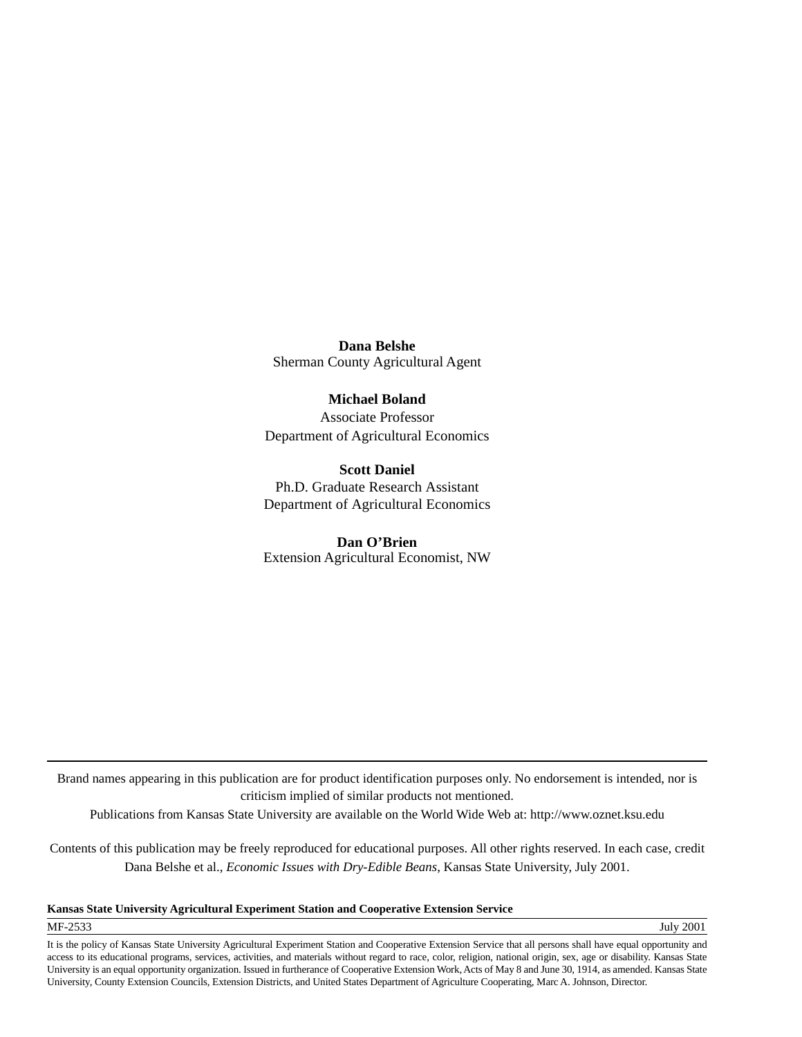**Dana Belshe**
Sherman County Agricultural Agent

**Michael Boland**
Associate Professor
Department of Agricultural Economics

**Scott Daniel**
Ph.D. Graduate Research Assistant
Department of Agricultural Economics

**Dan O'Brien**
Extension Agricultural Economist, NW

---

Brand names appearing in this publication are for product identification purposes only. No endorsement is intended, nor is criticism implied of similar products not mentioned.

Publications from Kansas State University are available on the World Wide Web at: http://www.oznet.ksu.edu

Contents of this publication may be freely reproduced for educational purposes. All other rights reserved. In each case, credit Dana Belshe et al., *Economic Issues with Dry-Edible Beans*, Kansas State University, July 2001.

**Kansas State University Agricultural Experiment Station and Cooperative Extension Service**

MF-2533 July 2001

It is the policy of Kansas State University Agricultural Experiment Station and Cooperative Extension Service that all persons shall have equal opportunity and access to its educational programs, services, activities, and materials without regard to race, color, religion, national origin, sex, age or disability. Kansas State University is an equal opportunity organization. Issued in furtherance of Cooperative Extension Work, Acts of May 8 and June 30, 1914, as amended. Kansas State University, County Extension Councils, Extension Districts, and United States Department of Agriculture Cooperating, Marc A. Johnson, Director.